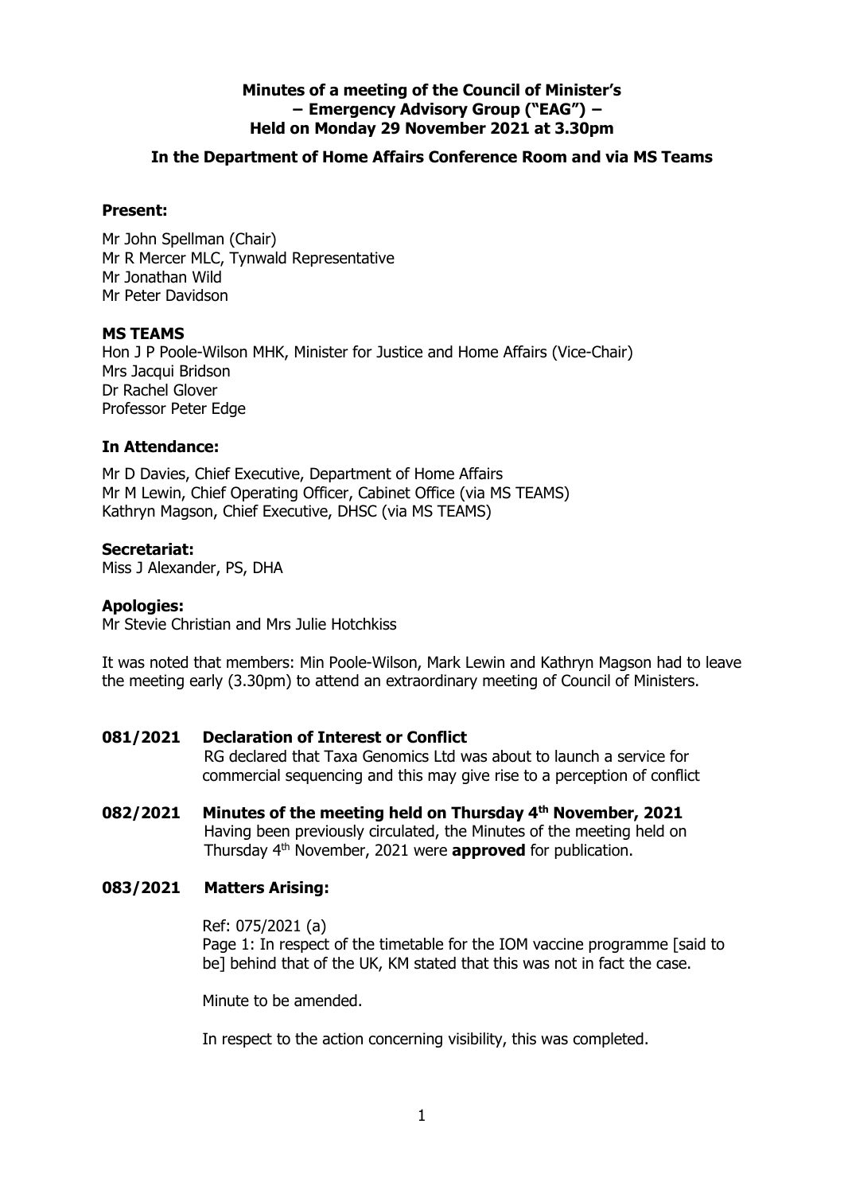**Minutes of a meeting of the Council of Minister's**
**– Emergency Advisory Group ("EAG") –**
**Held on Monday 29 November 2021 at 3.30pm**

**In the Department of Home Affairs Conference Room and via MS Teams**

**Present:**

Mr John Spellman (Chair)
Mr R Mercer MLC, Tynwald Representative
Mr Jonathan Wild
Mr Peter Davidson

**MS TEAMS**

Hon J P Poole-Wilson MHK, Minister for Justice and Home Affairs (Vice-Chair)
Mrs Jacqui Bridson
Dr Rachel Glover
Professor Peter Edge

**In Attendance:**

Mr D Davies, Chief Executive, Department of Home Affairs
Mr M Lewin, Chief Operating Officer, Cabinet Office (via MS TEAMS)
Kathryn Magson, Chief Executive, DHSC (via MS TEAMS)

**Secretariat:**

Miss J Alexander, PS, DHA

**Apologies:**

Mr Stevie Christian and Mrs Julie Hotchkiss

It was noted that members: Min Poole-Wilson, Mark Lewin and Kathryn Magson had to leave the meeting early (3.30pm) to attend an extraordinary meeting of Council of Ministers.

**081/2021 Declaration of Interest or Conflict**

RG declared that Taxa Genomics Ltd was about to launch a service for commercial sequencing and this may give rise to a perception of conflict

**082/2021 Minutes of the meeting held on Thursday 4th November, 2021**

Having been previously circulated, the Minutes of the meeting held on Thursday 4th November, 2021 were **approved** for publication.

**083/2021 Matters Arising:**

Ref: 075/2021 (a)
Page 1: In respect of the timetable for the IOM vaccine programme [said to be] behind that of the UK, KM stated that this was not in fact the case.

Minute to be amended.

In respect to the action concerning visibility, this was completed.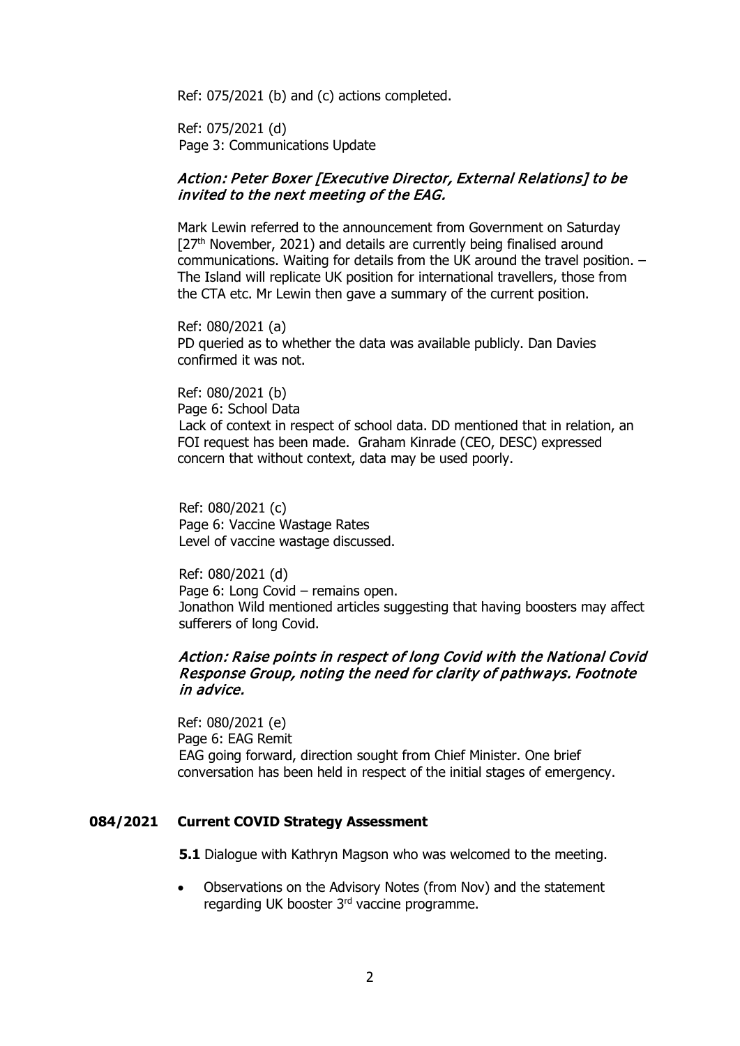Ref: 075/2021 (b) and (c) actions completed.

Ref: 075/2021 (d)
Page 3: Communications Update

***Action: Peter Boxer [Executive Director, External Relations] to be invited to the next meeting of the EAG.***

Mark Lewin referred to the announcement from Government on Saturday [27th November, 2021) and details are currently being finalised around communications. Waiting for details from the UK around the travel position. – The Island will replicate UK position for international travellers, those from the CTA etc. Mr Lewin then gave a summary of the current position.

Ref: 080/2021 (a)
PD queried as to whether the data was available publicly. Dan Davies confirmed it was not.

Ref: 080/2021 (b)
Page 6: School Data
Lack of context in respect of school data. DD mentioned that in relation, an FOI request has been made. Graham Kinrade (CEO, DESC) expressed concern that without context, data may be used poorly.

Ref: 080/2021 (c)
Page 6: Vaccine Wastage Rates
Level of vaccine wastage discussed.

Ref: 080/2021 (d)
Page 6: Long Covid – remains open.
Jonathon Wild mentioned articles suggesting that having boosters may affect sufferers of long Covid.

***Action: Raise points in respect of long Covid with the National Covid Response Group, noting the need for clarity of pathways. Footnote in advice.***

Ref: 080/2021 (e)
Page 6: EAG Remit
EAG going forward, direction sought from Chief Minister. One brief conversation has been held in respect of the initial stages of emergency.

**084/2021 Current COVID Strategy Assessment**

**5.1** Dialogue with Kathryn Magson who was welcomed to the meeting.

- Observations on the Advisory Notes (from Nov) and the statement regarding UK booster 3rd vaccine programme.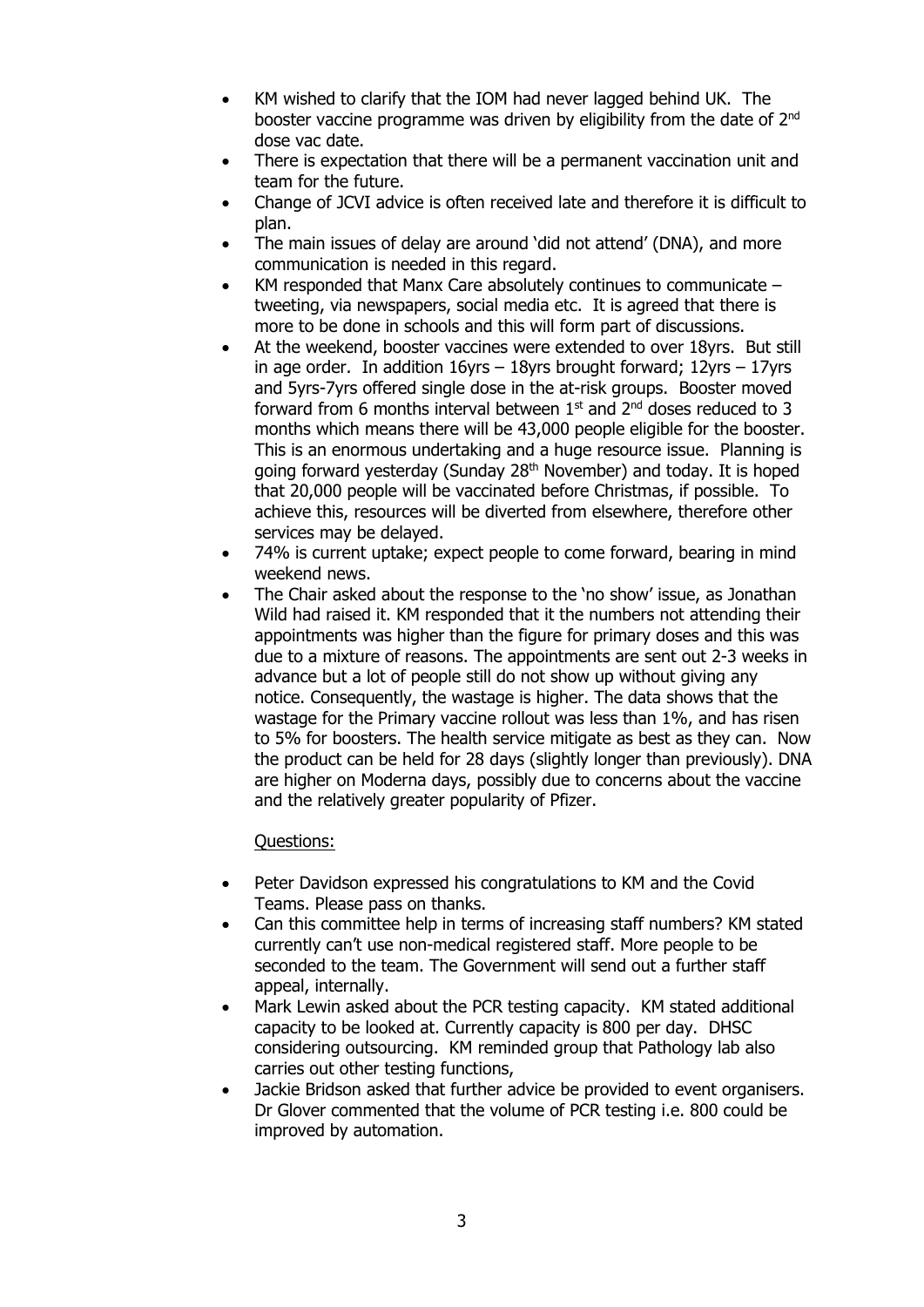- KM wished to clarify that the IOM had never lagged behind UK. The booster vaccine programme was driven by eligibility from the date of 2nd dose vac date.
- There is expectation that there will be a permanent vaccination unit and team for the future.
- Change of JCVI advice is often received late and therefore it is difficult to plan.
- The main issues of delay are around 'did not attend' (DNA), and more communication is needed in this regard.
- KM responded that Manx Care absolutely continues to communicate – tweeting, via newspapers, social media etc. It is agreed that there is more to be done in schools and this will form part of discussions.
- At the weekend, booster vaccines were extended to over 18yrs. But still in age order. In addition 16yrs – 18yrs brought forward; 12yrs – 17yrs and 5yrs-7yrs offered single dose in the at-risk groups. Booster moved forward from 6 months interval between 1st and 2nd doses reduced to 3 months which means there will be 43,000 people eligible for the booster. This is an enormous undertaking and a huge resource issue. Planning is going forward yesterday (Sunday 28th November) and today. It is hoped that 20,000 people will be vaccinated before Christmas, if possible. To achieve this, resources will be diverted from elsewhere, therefore other services may be delayed.
- 74% is current uptake; expect people to come forward, bearing in mind weekend news.
- The Chair asked about the response to the 'no show' issue, as Jonathan Wild had raised it. KM responded that it the numbers not attending their appointments was higher than the figure for primary doses and this was due to a mixture of reasons. The appointments are sent out 2-3 weeks in advance but a lot of people still do not show up without giving any notice. Consequently, the wastage is higher. The data shows that the wastage for the Primary vaccine rollout was less than 1%, and has risen to 5% for boosters. The health service mitigate as best as they can. Now the product can be held for 28 days (slightly longer than previously). DNA are higher on Moderna days, possibly due to concerns about the vaccine and the relatively greater popularity of Pfizer.

Questions:

- Peter Davidson expressed his congratulations to KM and the Covid Teams. Please pass on thanks.
- Can this committee help in terms of increasing staff numbers? KM stated currently can't use non-medical registered staff. More people to be seconded to the team. The Government will send out a further staff appeal, internally.
- Mark Lewin asked about the PCR testing capacity. KM stated additional capacity to be looked at. Currently capacity is 800 per day. DHSC considering outsourcing. KM reminded group that Pathology lab also carries out other testing functions,
- Jackie Bridson asked that further advice be provided to event organisers. Dr Glover commented that the volume of PCR testing i.e. 800 could be improved by automation.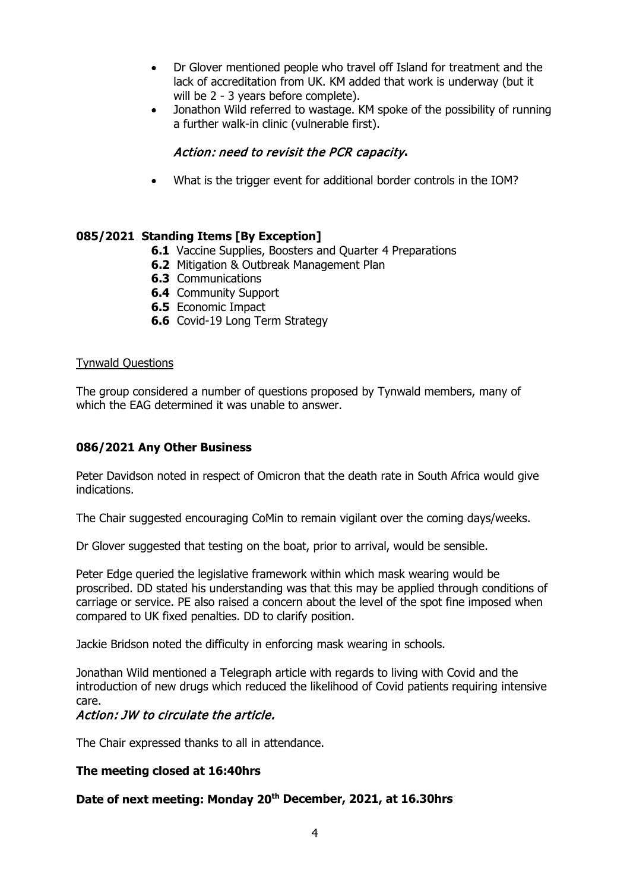- Dr Glover mentioned people who travel off Island for treatment and the lack of accreditation from UK. KM added that work is underway (but it will be 2 - 3 years before complete).
- Jonathon Wild referred to wastage. KM spoke of the possibility of running a further walk-in clinic (vulnerable first).

*Action: need to revisit the PCR capacity.*

- What is the trigger event for additional border controls in the IOM?

**085/2021 Standing Items [By Exception]**

- **6.1** Vaccine Supplies, Boosters and Quarter 4 Preparations
- **6.2** Mitigation & Outbreak Management Plan
- **6.3** Communications
- **6.4** Community Support
- **6.5** Economic Impact
- **6.6** Covid-19 Long Term Strategy

Tynwald Questions

The group considered a number of questions proposed by Tynwald members, many of which the EAG determined it was unable to answer.

**086/2021 Any Other Business**

Peter Davidson noted in respect of Omicron that the death rate in South Africa would give indications.

The Chair suggested encouraging CoMin to remain vigilant over the coming days/weeks.

Dr Glover suggested that testing on the boat, prior to arrival, would be sensible.

Peter Edge queried the legislative framework within which mask wearing would be proscribed. DD stated his understanding was that this may be applied through conditions of carriage or service. PE also raised a concern about the level of the spot fine imposed when compared to UK fixed penalties. DD to clarify position.

Jackie Bridson noted the difficulty in enforcing mask wearing in schools.

Jonathan Wild mentioned a Telegraph article with regards to living with Covid and the introduction of new drugs which reduced the likelihood of Covid patients requiring intensive care.

*Action: JW to circulate the article.*

The Chair expressed thanks to all in attendance.

**The meeting closed at 16:40hrs**

**Date of next meeting: Monday 20th December, 2021, at 16.30hrs**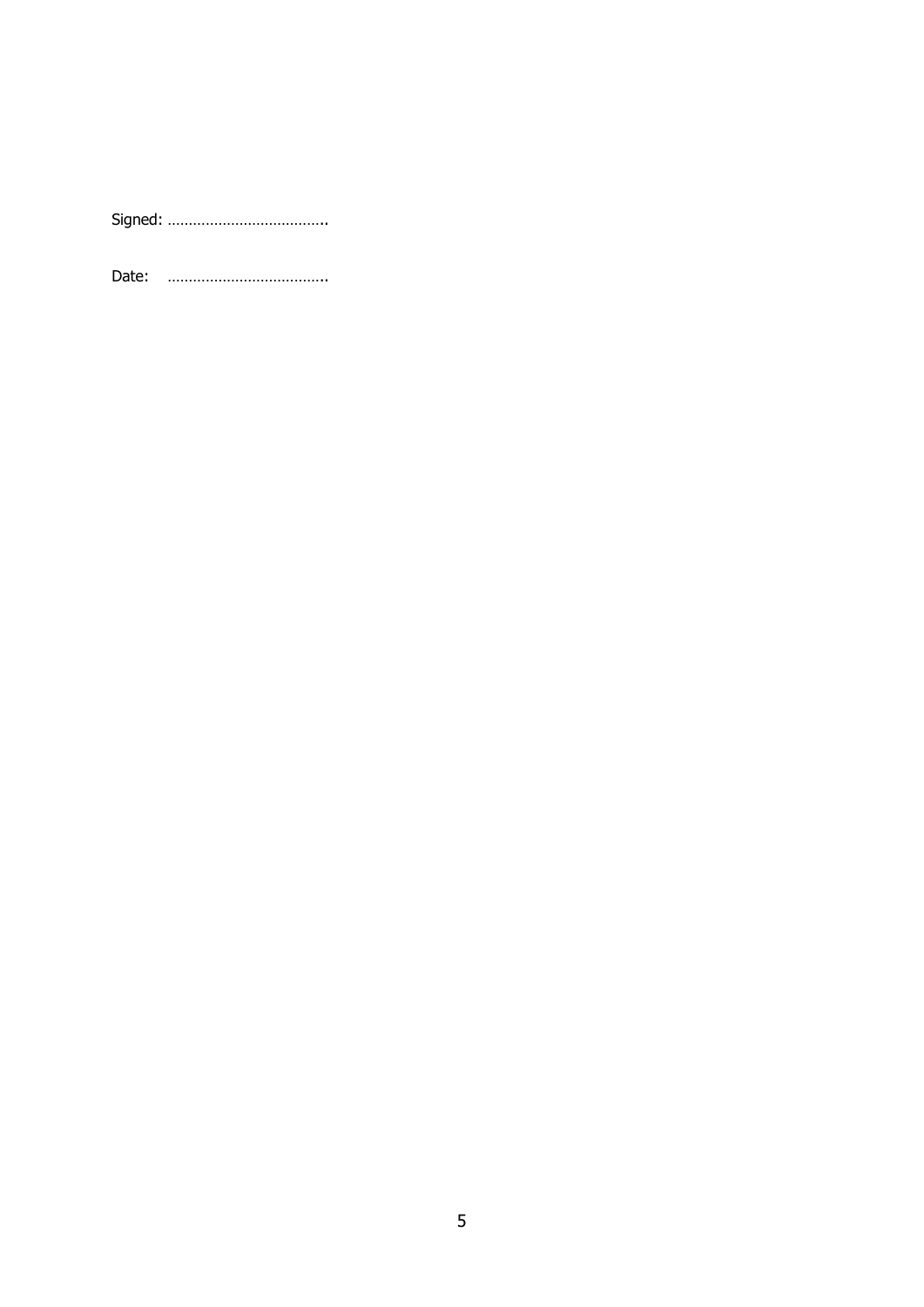Signed: ………………………………..

Date: ………………………………..